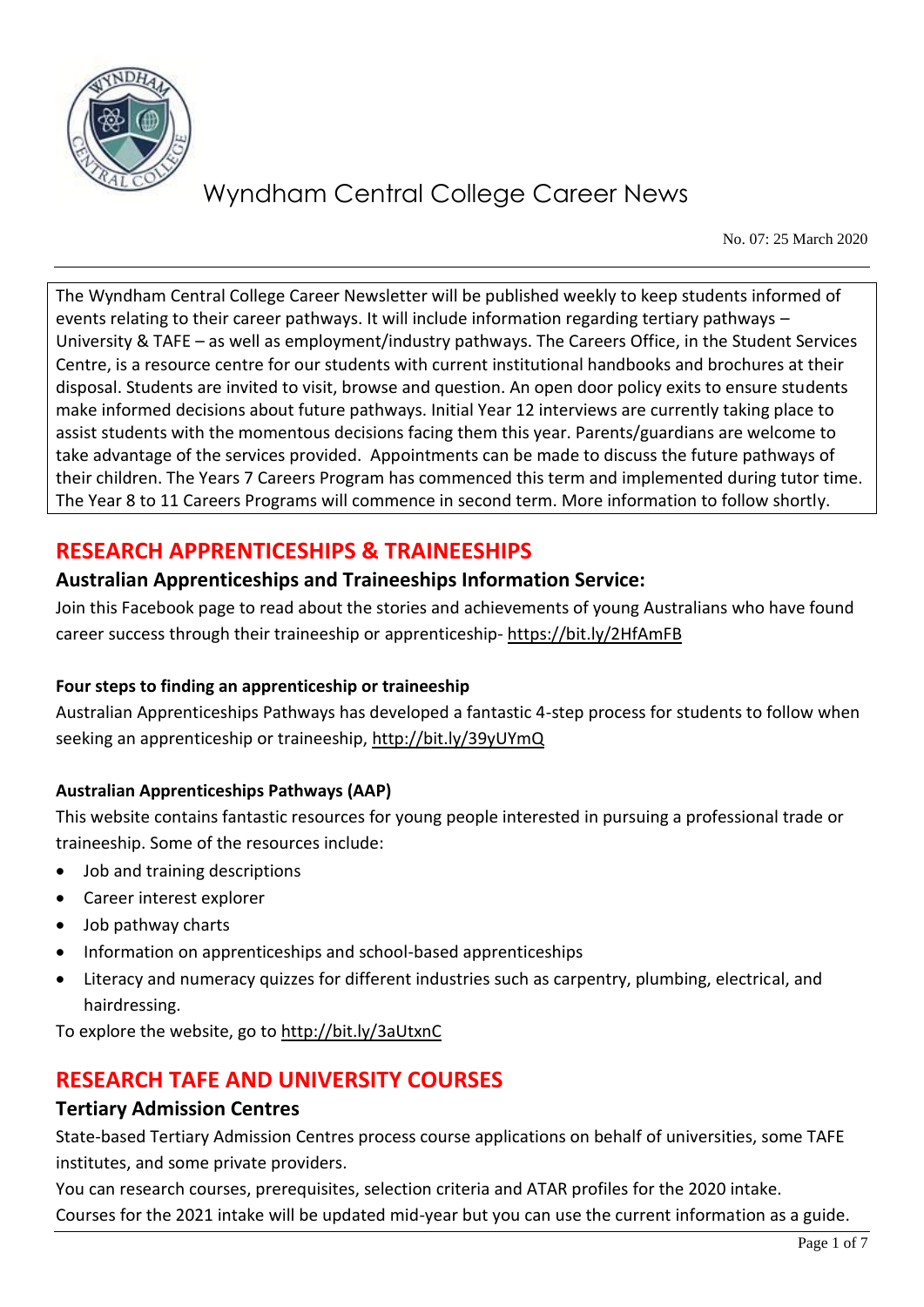# Wyndham Central College Career News

No. 07: 25 March 2020

The Wyndham Central College Career Newsletter will be published weekly to keep students informed of events relating to their career pathways. It will include information regarding tertiary pathways – University & TAFE – as well as employment/industry pathways. The Careers Office, in the Student Services Centre, is a resource centre for our students with current institutional handbooks and brochures at their disposal. Students are invited to visit, browse and question. An open door policy exits to ensure students make informed decisions about future pathways. Initial Year 12 interviews are currently taking place to assist students with the momentous decisions facing them this year. Parents/guardians are welcome to take advantage of the services provided. Appointments can be made to discuss the future pathways of their children. The Years 7 Careers Program has commenced this term and implemented during tutor time. The Year 8 to 11 Careers Programs will commence in second term. More information to follow shortly.

## RESEARCH APPRENTICESHIPS & TRAINEESHIPS

### Australian Apprenticeships and Traineeships Information Service:

Join this Facebook page to read about the stories and achievements of young Australians who have found career success through their traineeship or apprenticeship- https://bit.ly/2HfAmFB

**Four steps to finding an apprenticeship or traineeship**

Australian Apprenticeships Pathways has developed a fantastic 4-step process for students to follow when seeking an apprenticeship or traineeship, http://bit.ly/39yUYmQ

**Australian Apprenticeships Pathways (AAP)**

This website contains fantastic resources for young people interested in pursuing a professional trade or traineeship. Some of the resources include:

- Job and training descriptions
- Career interest explorer
- Job pathway charts
- Information on apprenticeships and school-based apprenticeships
- Literacy and numeracy quizzes for different industries such as carpentry, plumbing, electrical, and hairdressing.

To explore the website, go to http://bit.ly/3aUtxnC

## RESEARCH TAFE AND UNIVERSITY COURSES

### Tertiary Admission Centres

State-based Tertiary Admission Centres process course applications on behalf of universities, some TAFE institutes, and some private providers.

You can research courses, prerequisites, selection criteria and ATAR profiles for the 2020 intake.

Courses for the 2021 intake will be updated mid-year but you can use the current information as a guide.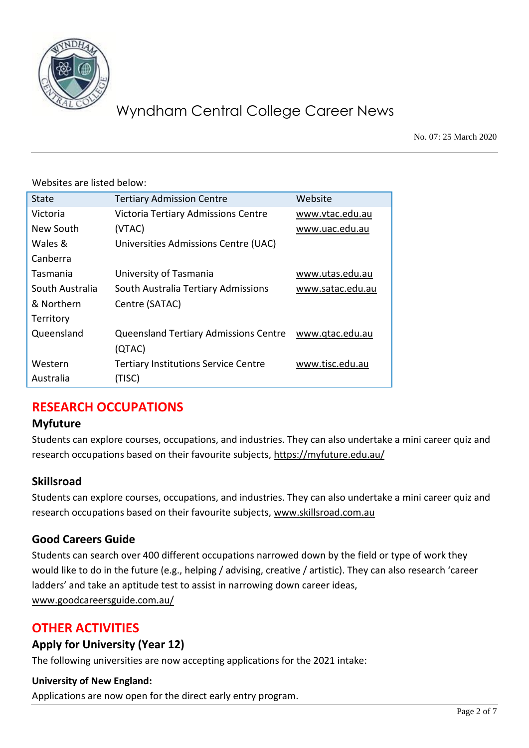Websites are listed below:

| State | Tertiary Admission Centre | Website |
|---|---|---|
| Victoria | Victoria Tertiary Admissions Centre (VTAC) | www.vtac.edu.au |
| New South Wales & Canberra | Universities Admissions Centre (UAC) | www.uac.edu.au |
| Tasmania | University of Tasmania | www.utas.edu.au |
| South Australia & Northern Territory | South Australia Tertiary Admissions Centre (SATAC) | www.satac.edu.au |
| Queensland | Queensland Tertiary Admissions Centre (QTAC) | www.qtac.edu.au |
| Western Australia | Tertiary Institutions Service Centre (TISC) | www.tisc.edu.au |

## RESEARCH OCCUPATIONS

### Myfuture

Students can explore courses, occupations, and industries. They can also undertake a mini career quiz and research occupations based on their favourite subjects, https://myfuture.edu.au/

### Skillsroad

Students can explore courses, occupations, and industries. They can also undertake a mini career quiz and research occupations based on their favourite subjects, www.skillsroad.com.au

### Good Careers Guide

Students can search over 400 different occupations narrowed down by the field or type of work they would like to do in the future (e.g., helping / advising, creative / artistic). They can also research 'career ladders' and take an aptitude test to assist in narrowing down career ideas, www.goodcareersguide.com.au/

## OTHER ACTIVITIES

### Apply for University (Year 12)

The following universities are now accepting applications for the 2021 intake:

**University of New England:**

Applications are now open for the direct early entry program.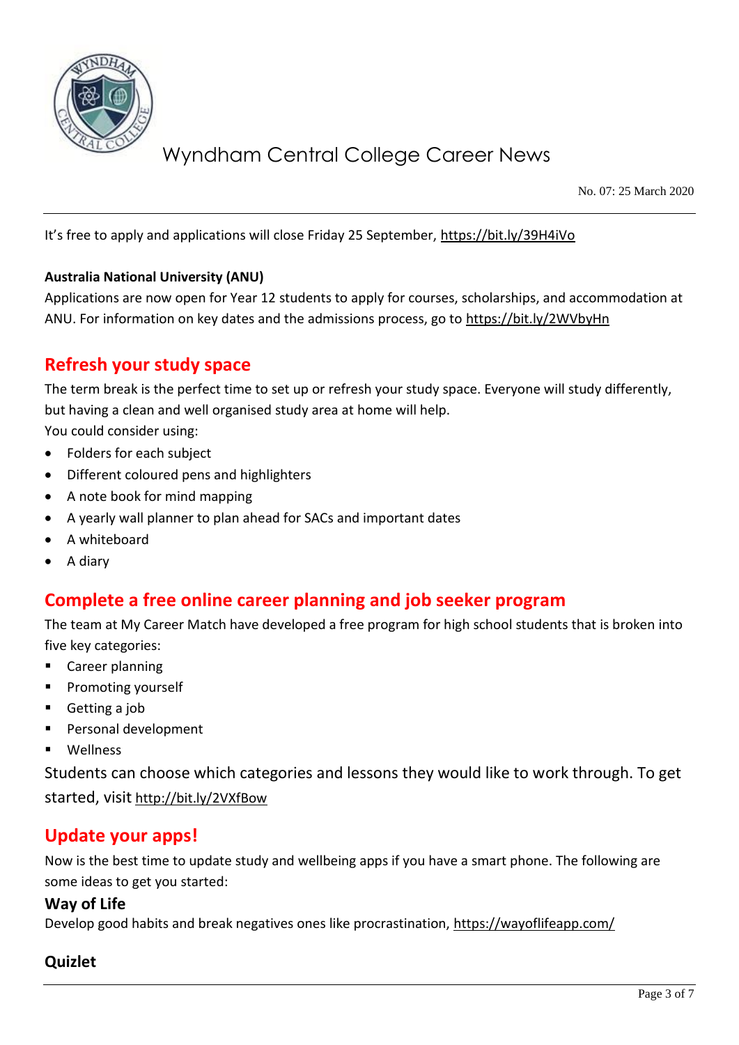It's free to apply and applications will close Friday 25 September, https://bit.ly/39H4iVo

**Australia National University (ANU)**

Applications are now open for Year 12 students to apply for courses, scholarships, and accommodation at ANU. For information on key dates and the admissions process, go to https://bit.ly/2WVbyHn

## Refresh your study space

The term break is the perfect time to set up or refresh your study space. Everyone will study differently, but having a clean and well organised study area at home will help.

You could consider using:

- Folders for each subject
- Different coloured pens and highlighters
- A note book for mind mapping
- A yearly wall planner to plan ahead for SACs and important dates
- A whiteboard
- A diary

## Complete a free online career planning and job seeker program

The team at My Career Match have developed a free program for high school students that is broken into five key categories:

- Career planning
- Promoting yourself
- Getting a job
- Personal development
- Wellness

Students can choose which categories and lessons they would like to work through. To get started, visit http://bit.ly/2VXfBow

## Update your apps!

Now is the best time to update study and wellbeing apps if you have a smart phone. The following are some ideas to get you started:

### Way of Life

Develop good habits and break negatives ones like procrastination, https://wayoflifeapp.com/

### Quizlet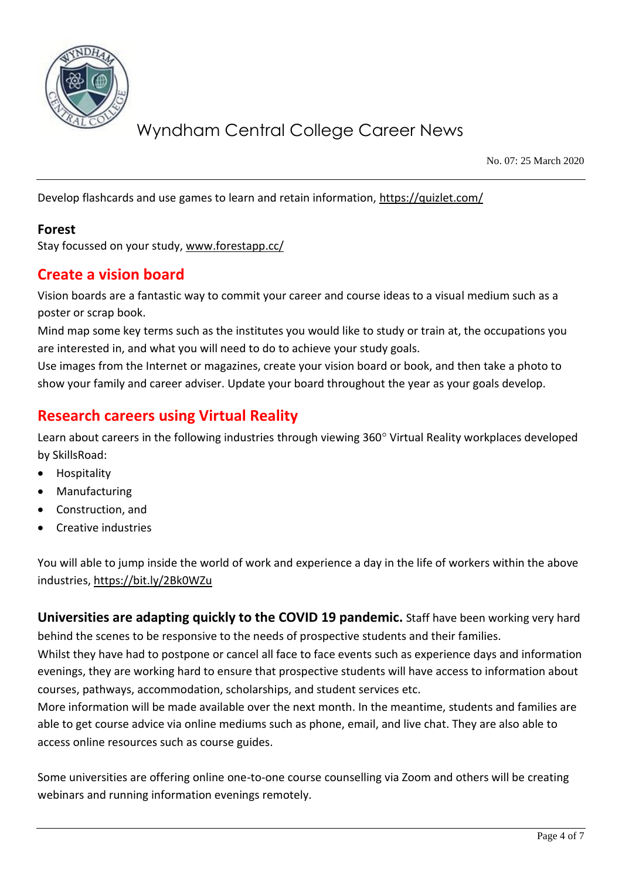Develop flashcards and use games to learn and retain information, https://quizlet.com/

**Forest**
Stay focussed on your study, www.forestapp.cc/

## Create a vision board

Vision boards are a fantastic way to commit your career and course ideas to a visual medium such as a poster or scrap book.

Mind map some key terms such as the institutes you would like to study or train at, the occupations you are interested in, and what you will need to do to achieve your study goals.

Use images from the Internet or magazines, create your vision board or book, and then take a photo to show your family and career adviser. Update your board throughout the year as your goals develop.

## Research careers using Virtual Reality

Learn about careers in the following industries through viewing 360° Virtual Reality workplaces developed by SkillsRoad:

- Hospitality
- Manufacturing
- Construction, and
- Creative industries

You will able to jump inside the world of work and experience a day in the life of workers within the above industries, https://bit.ly/2Bk0WZu

**Universities are adapting quickly to the COVID 19 pandemic.** Staff have been working very hard behind the scenes to be responsive to the needs of prospective students and their families.

Whilst they have had to postpone or cancel all face to face events such as experience days and information evenings, they are working hard to ensure that prospective students will have access to information about courses, pathways, accommodation, scholarships, and student services etc.

More information will be made available over the next month. In the meantime, students and families are able to get course advice via online mediums such as phone, email, and live chat. They are also able to access online resources such as course guides.

Some universities are offering online one-to-one course counselling via Zoom and others will be creating webinars and running information evenings remotely.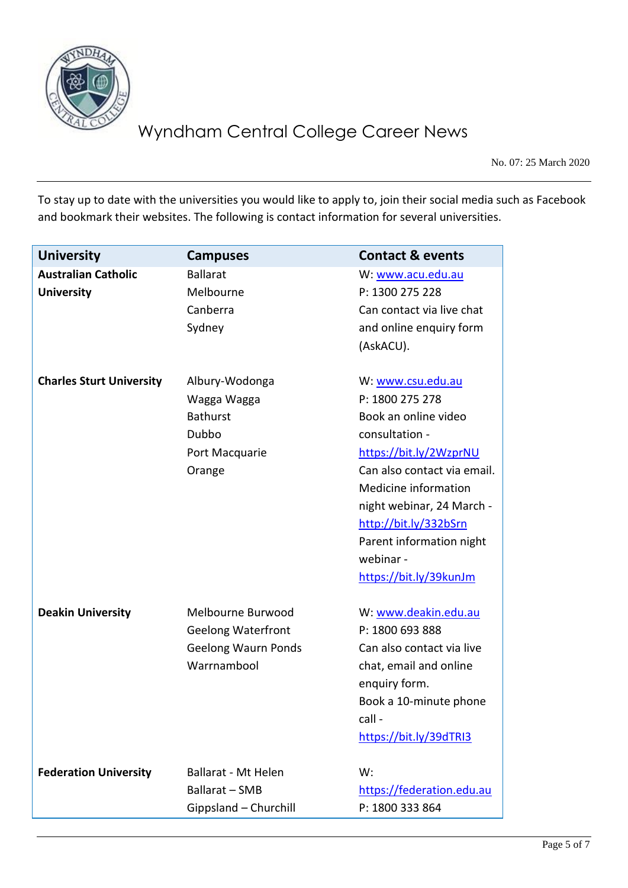To stay up to date with the universities you would like to apply to, join their social media such as Facebook and bookmark their websites. The following is contact information for several universities.

| University | Campuses | Contact & events |
|---|---|---|
| **Australian Catholic University** | Ballarat<br>Melbourne<br>Canberra<br>Sydney | W: www.acu.edu.au<br>P: 1300 275 228<br>Can contact via live chat and online enquiry form (AskACU). |
| **Charles Sturt University** | Albury-Wodonga<br>Wagga Wagga<br>Bathurst<br>Dubbo<br>Port Macquarie<br>Orange | W: www.csu.edu.au<br>P: 1800 275 278<br>Book an online video consultation - https://bit.ly/2WzprNU<br>Can also contact via email.<br>Medicine information night webinar, 24 March - http://bit.ly/332bSrn<br>Parent information night webinar - https://bit.ly/39kunJm |
| **Deakin University** | Melbourne Burwood<br>Geelong Waterfront<br>Geelong Waurn Ponds<br>Warrnambool | W: www.deakin.edu.au<br>P: 1800 693 888<br>Can also contact via live chat, email and online enquiry form.<br>Book a 10-minute phone call - https://bit.ly/39dTRI3 |
| **Federation University** | Ballarat - Mt Helen<br>Ballarat – SMB<br>Gippsland – Churchill | W: https://federation.edu.au<br>P: 1800 333 864 |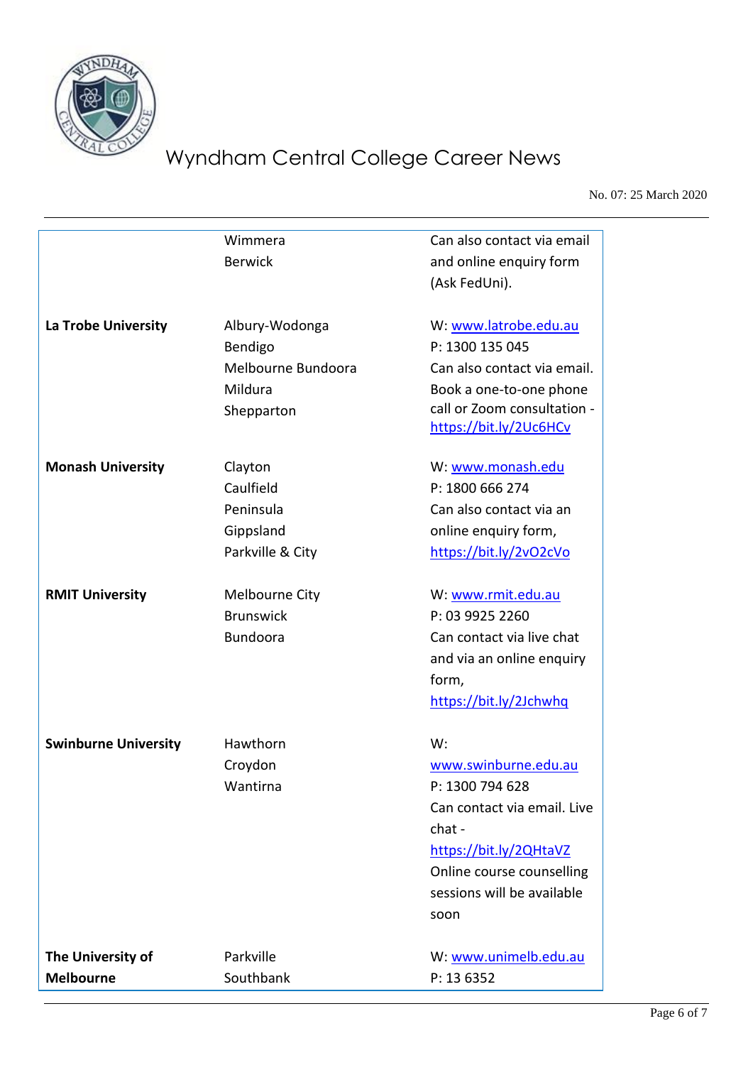| | | |
|---|---|---|
| | Wimmera<br>Berwick | Can also contact via email and online enquiry form (Ask FedUni). |
| **La Trobe University** | Albury-Wodonga<br>Bendigo<br>Melbourne Bundoora<br>Mildura<br>Shepparton | W: www.latrobe.edu.au<br>P: 1300 135 045<br>Can also contact via email.<br>Book a one-to-one phone call or Zoom consultation - https://bit.ly/2Uc6HCv |
| **Monash University** | Clayton<br>Caulfield<br>Peninsula<br>Gippsland<br>Parkville & City | W: www.monash.edu<br>P: 1800 666 274<br>Can also contact via an online enquiry form, https://bit.ly/2vO2cVo |
| **RMIT University** | Melbourne City<br>Brunswick<br>Bundoora | W: www.rmit.edu.au<br>P: 03 9925 2260<br>Can contact via live chat and via an online enquiry form, https://bit.ly/2Jchwhq |
| **Swinburne University** | Hawthorn<br>Croydon<br>Wantirna | W: www.swinburne.edu.au<br>P: 1300 794 628<br>Can contact via email. Live chat - https://bit.ly/2QHtaVZ<br>Online course counselling sessions will be available soon |
| **The University of Melbourne** | Parkville<br>Southbank | W: www.unimelb.edu.au<br>P: 13 6352 |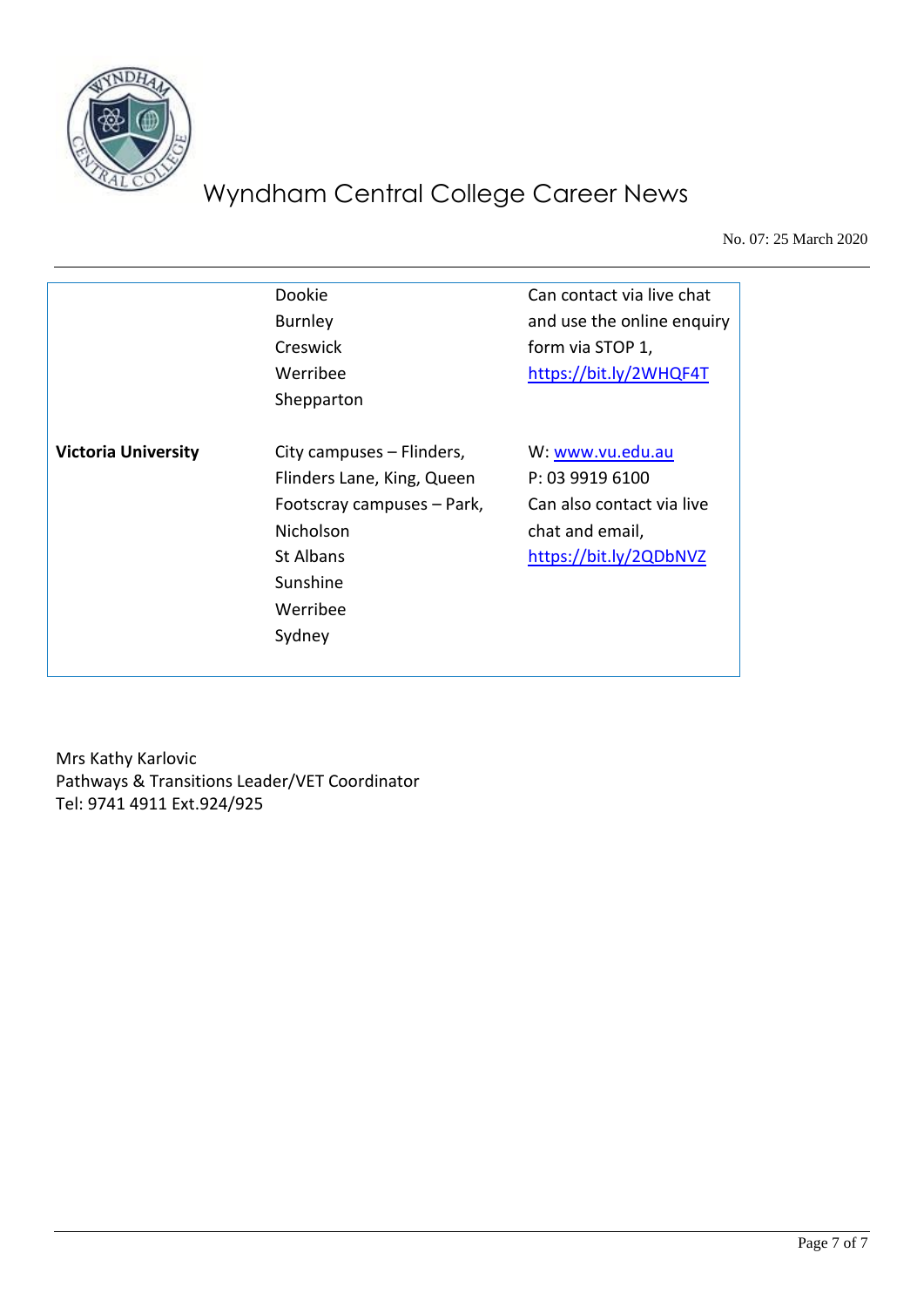| | | |
|---|---|---|
| | Dookie<br>Burnley<br>Creswick<br>Werribee<br>Shepparton | Can contact via live chat and use the online enquiry form via STOP 1, https://bit.ly/2WHQF4T |
| **Victoria University** | City campuses – Flinders, Flinders Lane, King, Queen<br>Footscray campuses – Park, Nicholson<br>St Albans<br>Sunshine<br>Werribee<br>Sydney | W: www.vu.edu.au<br>P: 03 9919 6100<br>Can also contact via live chat and email, https://bit.ly/2QDbNVZ |

Mrs Kathy Karlovic
Pathways & Transitions Leader/VET Coordinator
Tel: 9741 4911 Ext.924/925